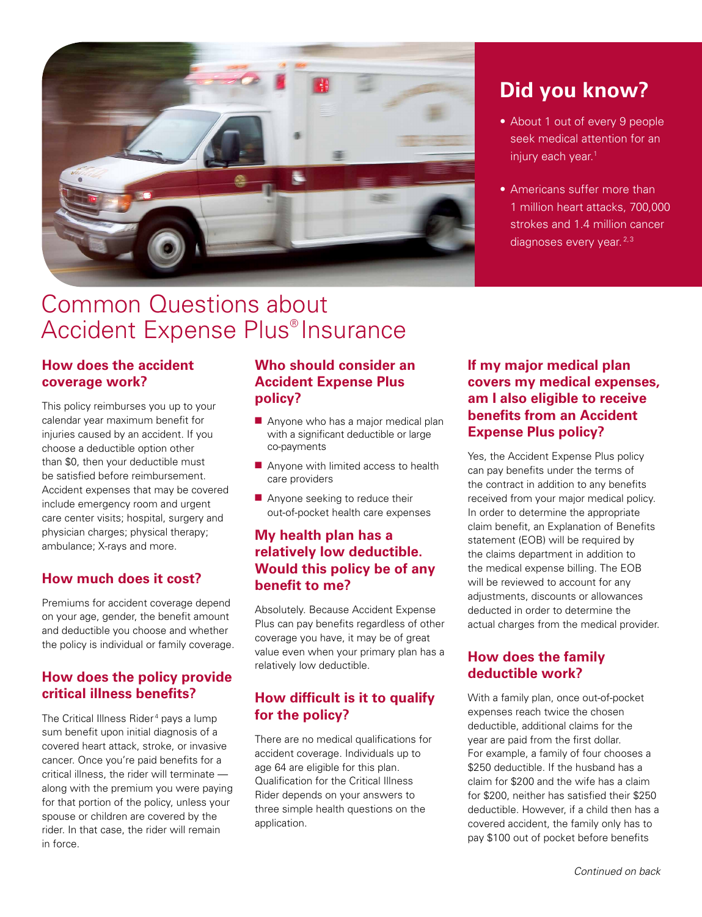## Did you know?

- About 1 out of every 9 people seek medical attention for an injury each year.[1]
- Americans suffer more than 1 million heart attacks, 700,000 strokes and 1.4 million cancer diagnoses every year.[2,3]

# Common Questions about Accident Expense Plus® Insurance

### How does the accident coverage work?

This policy reimburses you up to your calendar year maximum benefit for injuries caused by an accident. If you choose a deductible option other than $0, then your deductible must be satisfied before reimbursement. Accident expenses that may be covered include emergency room and urgent care center visits; hospital, surgery and physician charges; physical therapy; ambulance; X-rays and more.

### How much does it cost?

Premiums for accident coverage depend on your age, gender, the benefit amount and deductible you choose and whether the policy is individual or family coverage.

### How does the policy provide critical illness benefits?

The Critical Illness Rider[4] pays a lump sum benefit upon initial diagnosis of a covered heart attack, stroke, or invasive cancer. Once you're paid benefits for a critical illness, the rider will terminate — along with the premium you were paying for that portion of the policy, unless your spouse or children are covered by the rider. In that case, the rider will remain in force.

### Who should consider an Accident Expense Plus policy?

- Anyone who has a major medical plan with a significant deductible or large co-payments
- Anyone with limited access to health care providers
- Anyone seeking to reduce their out-of-pocket health care expenses

### My health plan has a relatively low deductible. Would this policy be of any benefit to me?

Absolutely. Because Accident Expense Plus can pay benefits regardless of other coverage you have, it may be of great value even when your primary plan has a relatively low deductible.

### How difficult is it to qualify for the policy?

There are no medical qualifications for accident coverage. Individuals up to age 64 are eligible for this plan. Qualification for the Critical Illness Rider depends on your answers to three simple health questions on the application.

### If my major medical plan covers my medical expenses, am I also eligible to receive benefits from an Accident Expense Plus policy?

Yes, the Accident Expense Plus policy can pay benefits under the terms of the contract in addition to any benefits received from your major medical policy. In order to determine the appropriate claim benefit, an Explanation of Benefits statement (EOB) will be required by the claims department in addition to the medical expense billing. The EOB will be reviewed to account for any adjustments, discounts or allowances deducted in order to determine the actual charges from the medical provider.

### How does the family deductible work?

With a family plan, once out-of-pocket expenses reach twice the chosen deductible, additional claims for the year are paid from the first dollar. For example, a family of four chooses a $250 deductible. If the husband has a claim for $200 and the wife has a claim for $200, neither has satisfied their $250 deductible. However, if a child then has a covered accident, the family only has to pay $100 out of pocket before benefits

*Continued on back*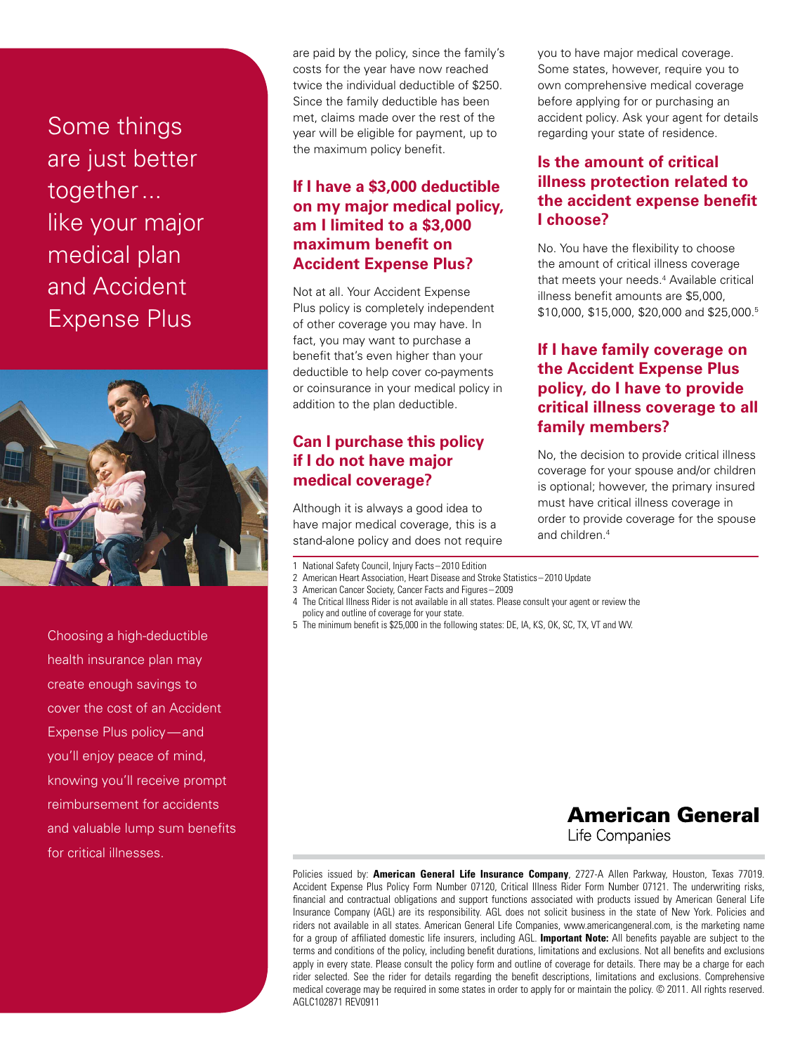Some things are just better together… like your major medical plan and Accident Expense Plus

Choosing a high-deductible health insurance plan may create enough savings to cover the cost of an Accident Expense Plus policy—and you'll enjoy peace of mind, knowing you'll receive prompt reimbursement for accidents and valuable lump sum benefits for critical illnesses.

are paid by the policy, since the family's costs for the year have now reached twice the individual deductible of $250. Since the family deductible has been met, claims made over the rest of the year will be eligible for payment, up to the maximum policy benefit.

## If I have a $3,000 deductible on my major medical policy, am I limited to a $3,000 maximum benefit on Accident Expense Plus?

Not at all. Your Accident Expense Plus policy is completely independent of other coverage you may have. In fact, you may want to purchase a benefit that's even higher than your deductible to help cover co-payments or coinsurance in your medical policy in addition to the plan deductible.

## Can I purchase this policy if I do not have major medical coverage?

Although it is always a good idea to have major medical coverage, this is a stand-alone policy and does not require you to have major medical coverage. Some states, however, require you to own comprehensive medical coverage before applying for or purchasing an accident policy. Ask your agent for details regarding your state of residence.

## Is the amount of critical illness protection related to the accident expense benefit I choose?

No. You have the flexibility to choose the amount of critical illness coverage that meets your needs.[4] Available critical illness benefit amounts are $5,000, $10,000, $15,000, $20,000 and $25,000.[5]

## If I have family coverage on the Accident Expense Plus policy, do I have to provide critical illness coverage to all family members?

No, the decision to provide critical illness coverage for your spouse and/or children is optional; however, the primary insured must have critical illness coverage in order to provide coverage for the spouse and children.[4]

1 National Safety Council, Injury Facts – 2010 Edition
2 American Heart Association, Heart Disease and Stroke Statistics – 2010 Update
3 American Cancer Society, Cancer Facts and Figures – 2009
4 The Critical Illness Rider is not available in all states. Please consult your agent or review the policy and outline of coverage for your state.
5 The minimum benefit is $25,000 in the following states: DE, IA, KS, OK, SC, TX, VT and WV.

**American General**
Life Companies

Policies issued by: **American General Life Insurance Company**, 2727-A Allen Parkway, Houston, Texas 77019. Accident Expense Plus Policy Form Number 07120, Critical Illness Rider Form Number 07121. The underwriting risks, financial and contractual obligations and support functions associated with products issued by American General Life Insurance Company (AGL) are its responsibility. AGL does not solicit business in the state of New York. Policies and riders not available in all states. American General Life Companies, www.americangeneral.com, is the marketing name for a group of affiliated domestic life insurers, including AGL. **Important Note:** All benefits payable are subject to the terms and conditions of the policy, including benefit durations, limitations and exclusions. Not all benefits and exclusions apply in every state. Please consult the policy form and outline of coverage for details. There may be a charge for each rider selected. See the rider for details regarding the benefit descriptions, limitations and exclusions. Comprehensive medical coverage may be required in some states in order to apply for or maintain the policy. © 2011. All rights reserved. AGLC102871 REV0911